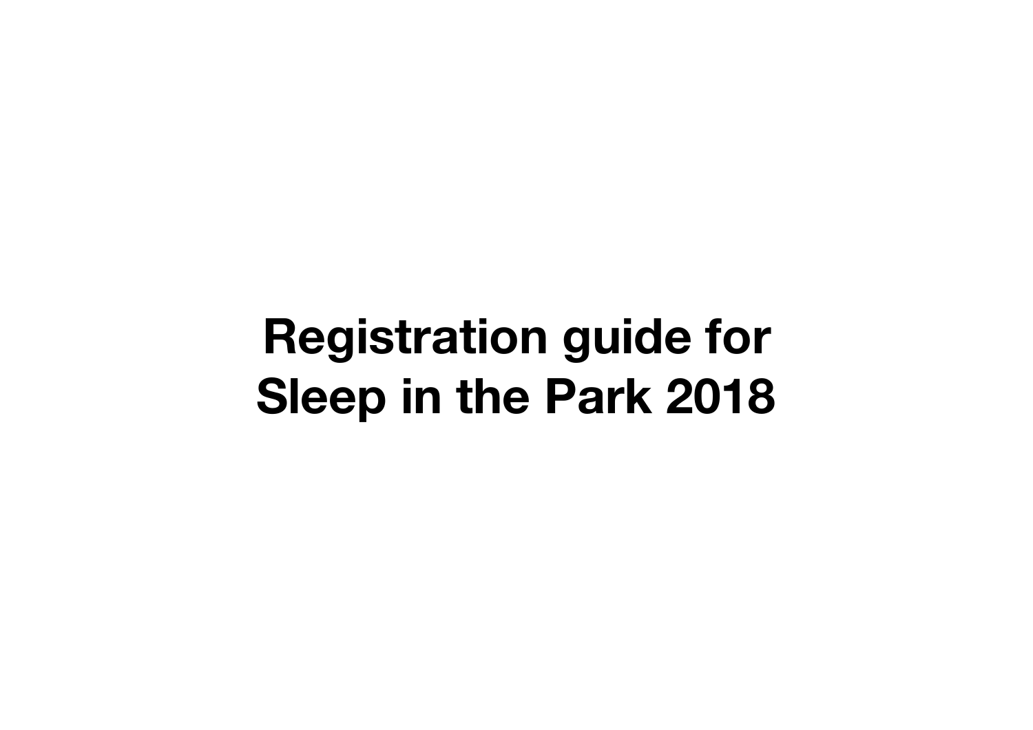# Registration guide for Sleep in the Park 2018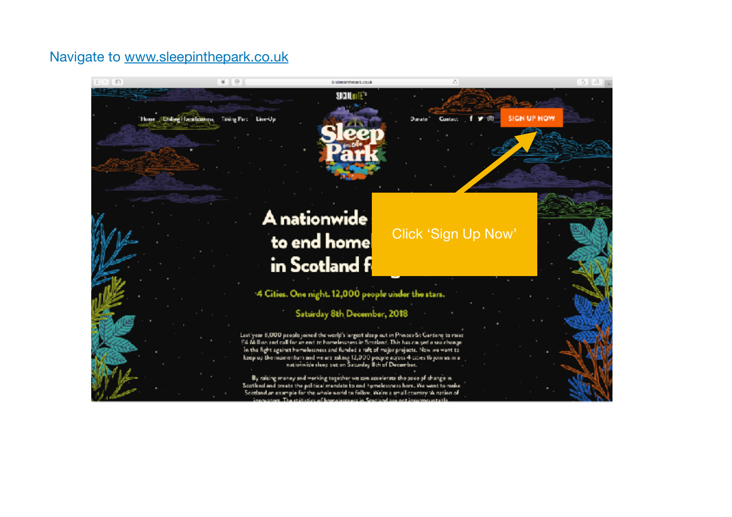Navigate to [www.sleepinthepark.co.uk](http://www.sleepinthepark.co.uk)

Click 'Sign Up Now'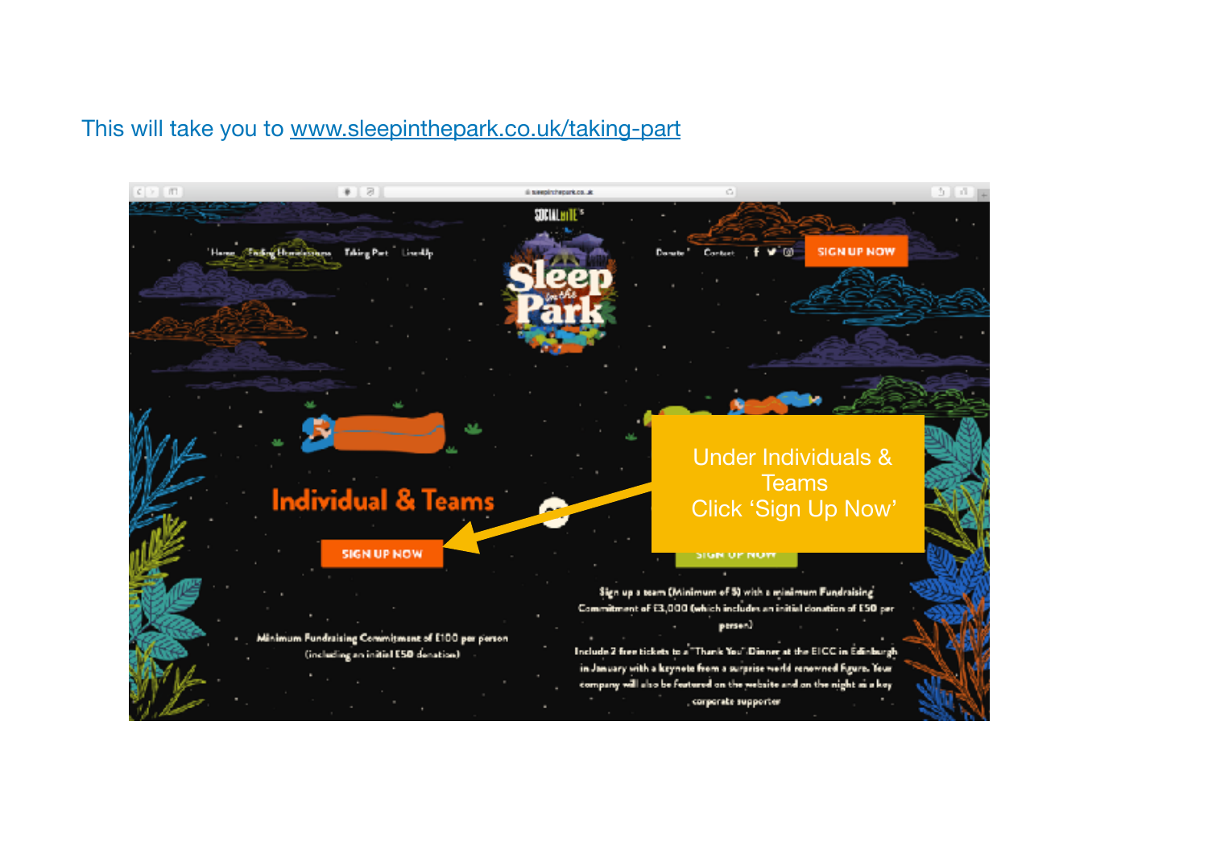This will take you to [www.sleepinthepark.co.uk/taking-part](http://www.sleepinthepark.co.uk/taking-part)

Under Individuals & Teams
Click 'Sign Up Now'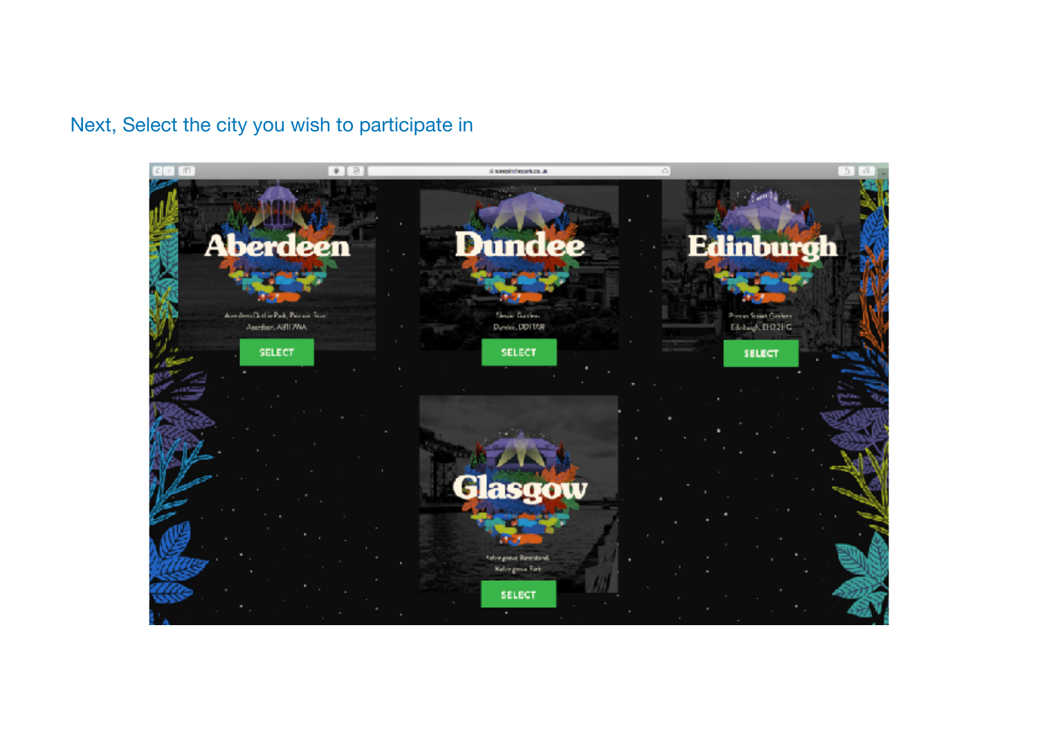Next, Select the city you wish to participate in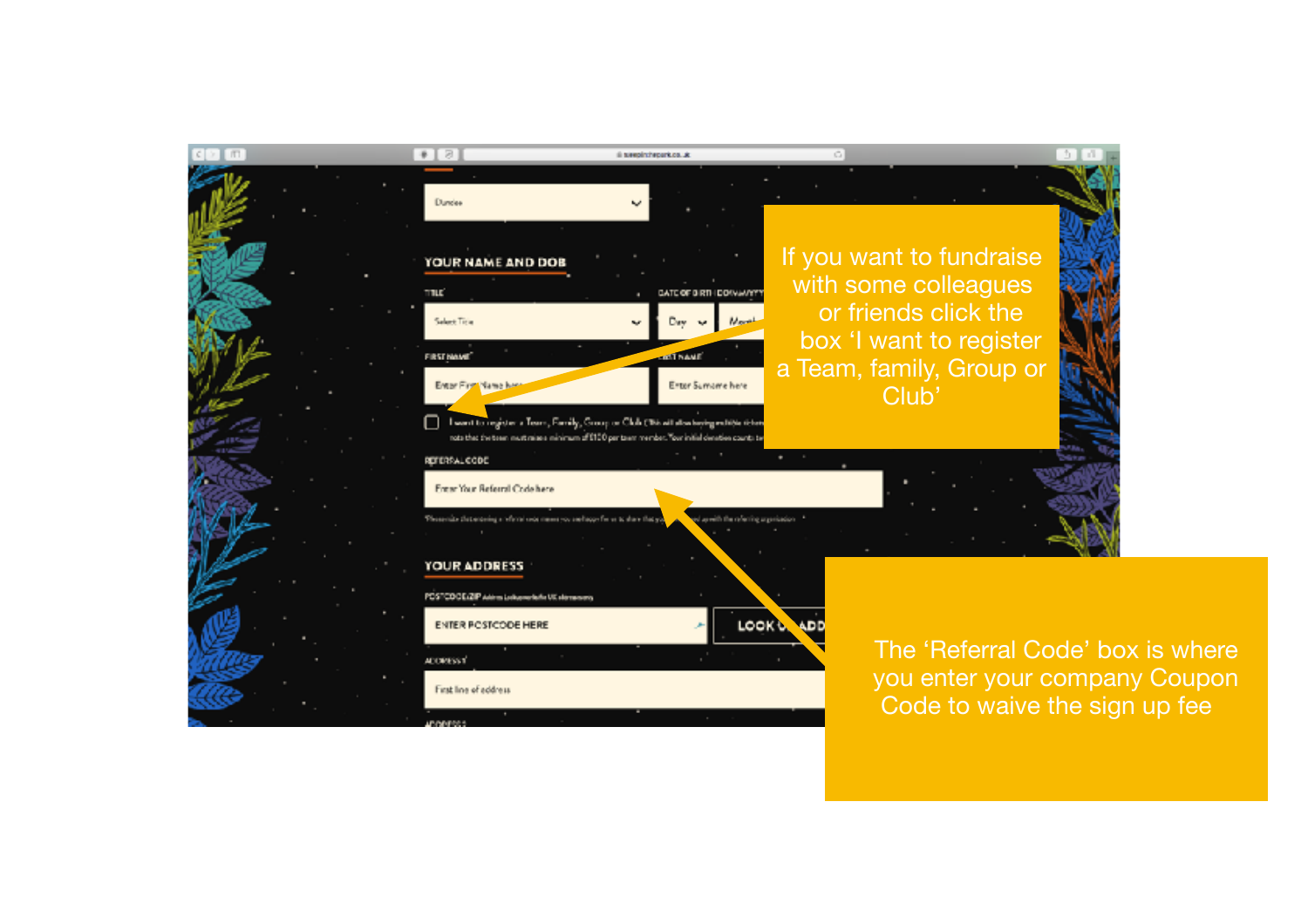If you want to fundraise with some colleagues or friends click the box 'I want to register a Team, family, Group or Club'

The 'Referral Code' box is where you enter your company Coupon Code to waive the sign up fee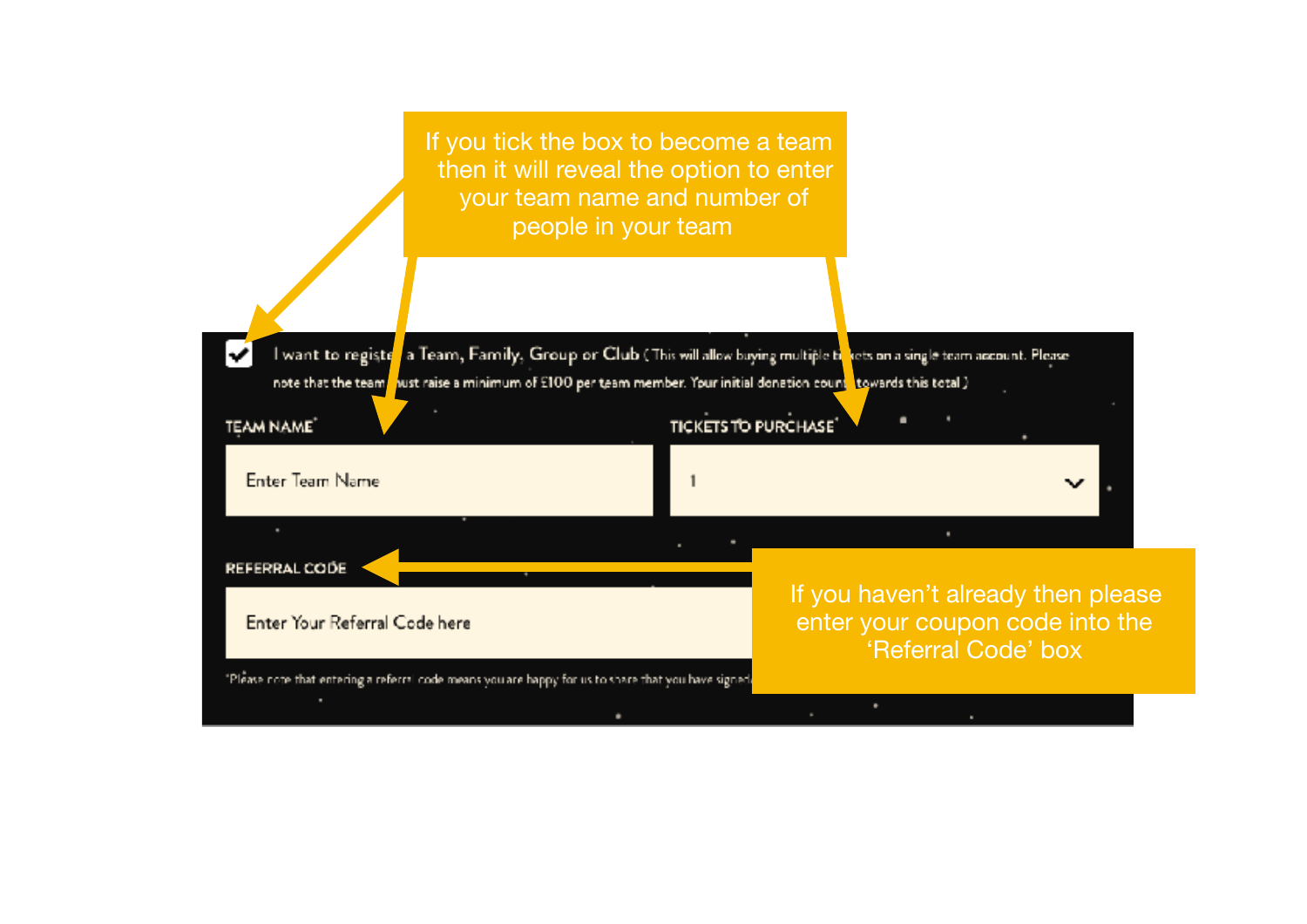If you tick the box to become a team then it will reveal the option to enter your team name and number of people in your team

I want to register a Team, Family, Group or Club (This will allow buying multiple tickets on a single team account. Please note that the team must raise a minimum of £100 per team member. Your initial donation counts towards this total.)

TEAM NAME*

Enter Team Name

TICKETS TO PURCHASE*

1

REFERRAL CODE

Enter Your Referral Code here

*Please note that entering a referral code means you are happy for us to share that you have signed

If you haven't already then please enter your coupon code into the 'Referral Code' box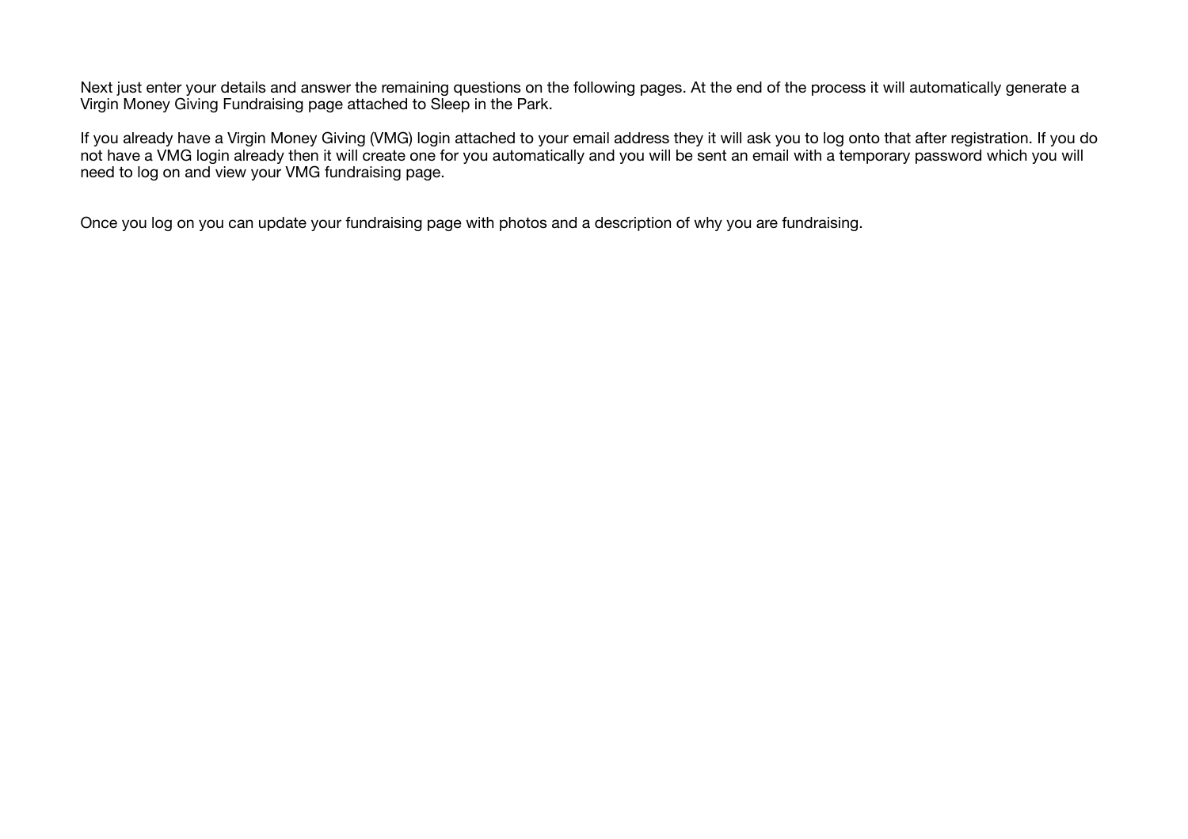Next just enter your details and answer the remaining questions on the following pages. At the end of the process it will automatically generate a Virgin Money Giving Fundraising page attached to Sleep in the Park.

If you already have a Virgin Money Giving (VMG) login attached to your email address they it will ask you to log onto that after registration. If you do not have a VMG login already then it will create one for you automatically and you will be sent an email with a temporary password which you will need to log on and view your VMG fundraising page.

Once you log on you can update your fundraising page with photos and a description of why you are fundraising.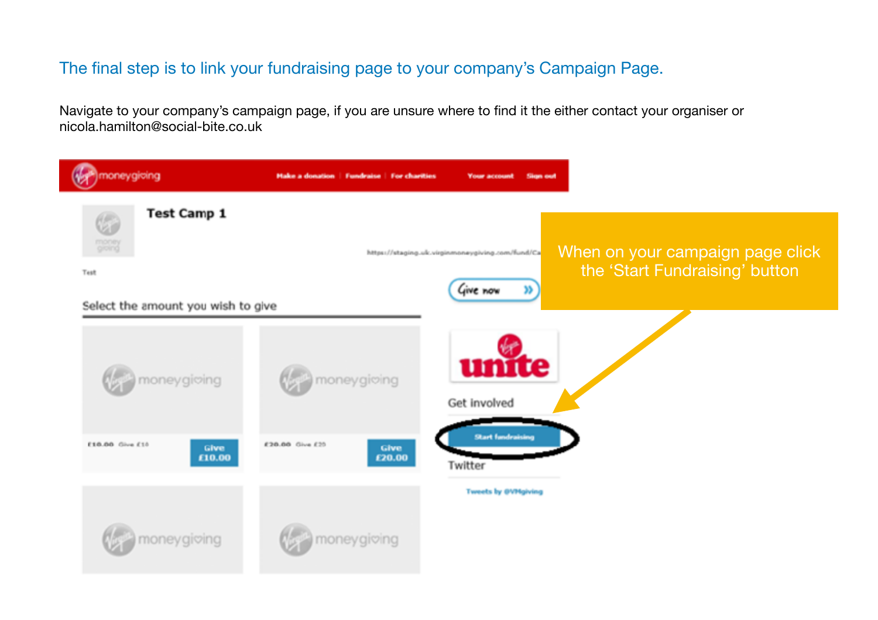## The final step is to link your fundraising page to your company's Campaign Page.

Navigate to your company's campaign page, if you are unsure where to find it the either contact your organiser or nicola.hamilton@social-bite.co.uk

When on your campaign page click the 'Start Fundraising' button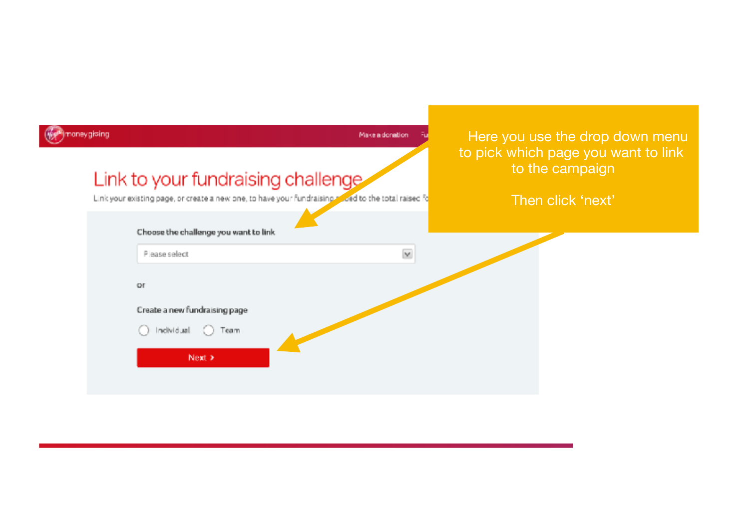Link to your fundraising challenge

Link your existing page, or create a new one, to have your fundraising added to the total raised fo

Choose the challenge you want to link

Please select

or

Create a new fundraising page

Individual   Team

Next >

Here you use the drop down menu to pick which page you want to link to the campaign

Then click 'next'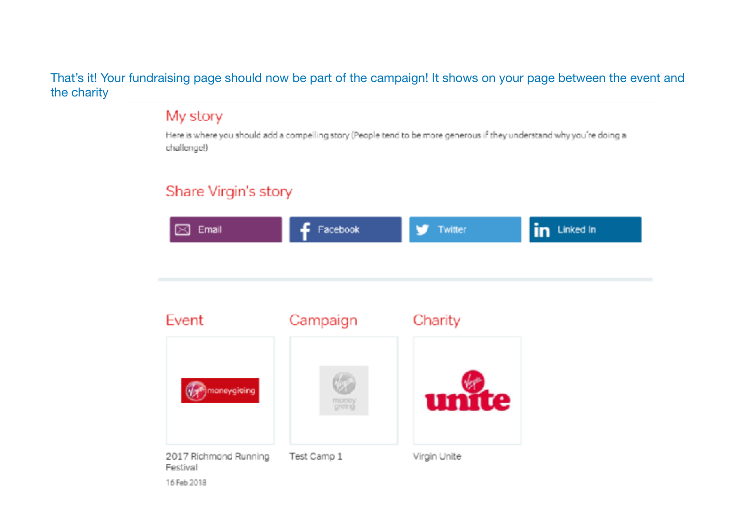That's it! Your fundraising page should now be part of the campaign! It shows on your page between the event and the charity

## My story

Here is where you should add a compelling story (People tend to be more generous if they understand why you're doing a challenge!)

## Share Virgin's story

Email | Facebook | Twitter | Linked In

| Event | Campaign | Charity |
| --- | --- | --- |
| 2017 Richmond Running Festival<br>16 Feb 2018 | Test Camp 1 | Virgin Unite |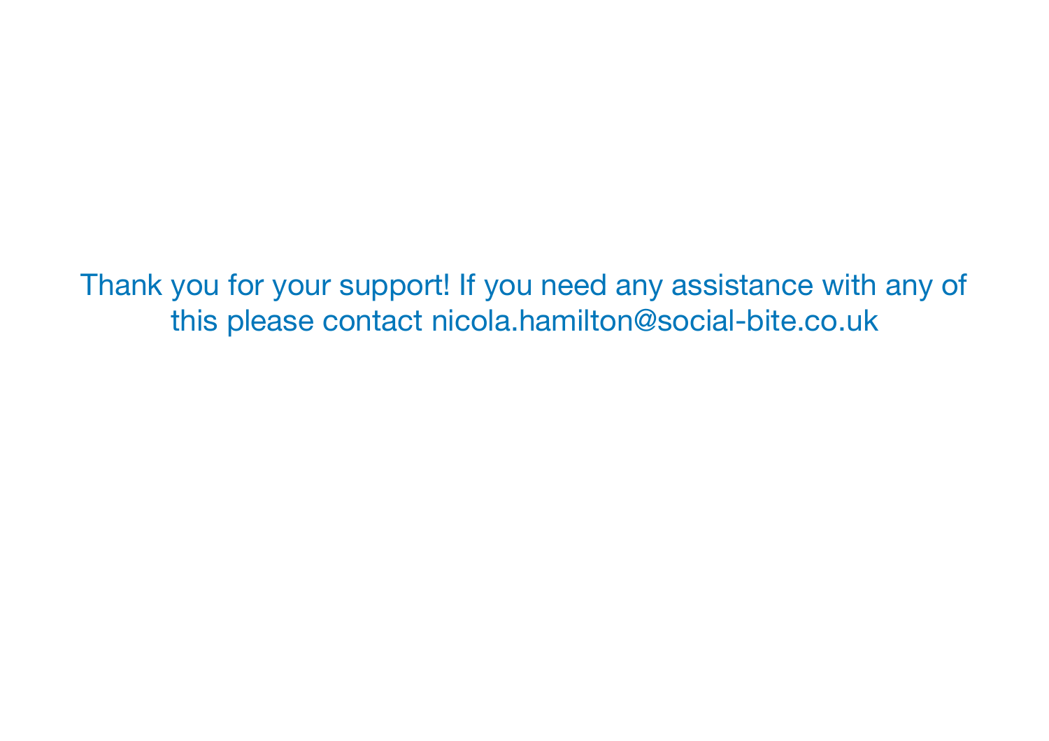Thank you for your support! If you need any assistance with any of this please contact nicola.hamilton@social-bite.co.uk